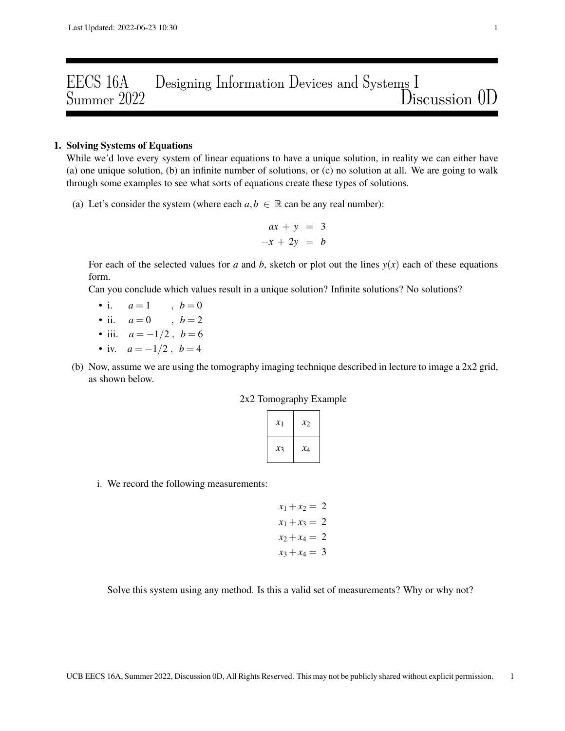# EECS 16A Designing Information Devices and Systems I
## Summer 2022 Discussion 0D

**1. Solving Systems of Equations**

While we'd love every system of linear equations to have a unique solution, in reality we can either have (a) one unique solution, (b) an infinite number of solutions, or (c) no solution at all. We are going to walk through some examples to see what sorts of equations create these types of solutions.

(a) Let's consider the system (where each $a, b \in \mathbb{R}$ can be any real number):

$$\begin{aligned} ax + y &= 3 \\ -x + 2y &= b \end{aligned}$$

For each of the selected values for $a$ and $b$, sketch or plot out the lines $y(x)$ each of these equations form.

Can you conclude which values result in a unique solution? Infinite solutions? No solutions?

- i. $a = 1$ , $b = 0$
- ii. $a = 0$ , $b = 2$
- iii. $a = -1/2$ , $b = 6$
- iv. $a = -1/2$ , $b = 4$

(b) Now, assume we are using the tomography imaging technique described in lecture to image a 2x2 grid, as shown below.

2x2 Tomography Example

| $x_1$ | $x_2$ |
|---|---|
| $x_3$ | $x_4$ |

i. We record the following measurements:

$$\begin{aligned} x_1 + x_2 &= 2 \\ x_1 + x_3 &= 2 \\ x_2 + x_4 &= 2 \\ x_3 + x_4 &= 3 \end{aligned}$$

Solve this system using any method. Is this a valid set of measurements? Why or why not?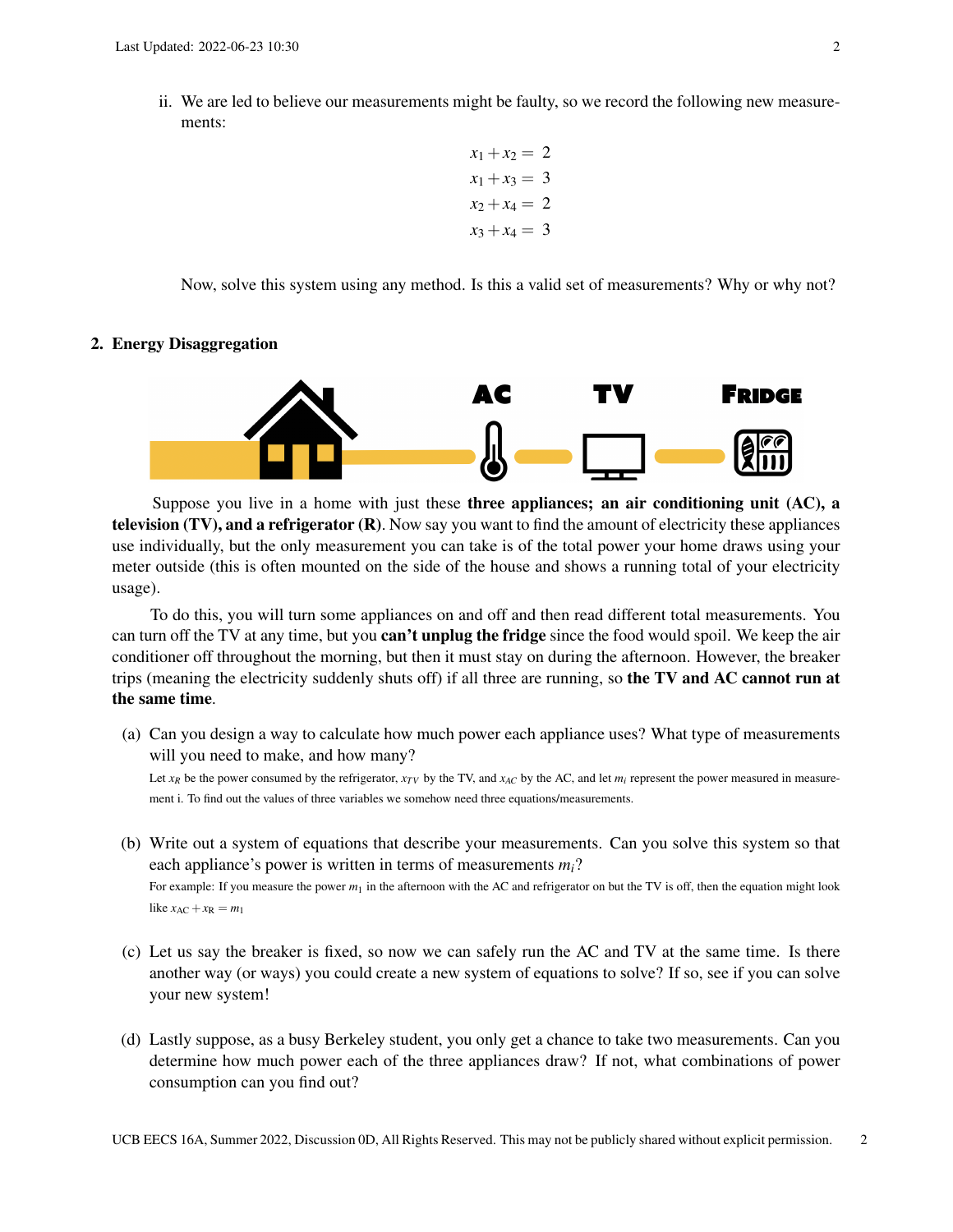ii. We are led to believe our measurements might be faulty, so we record the following new measurements:

$$
\begin{aligned}
x_1 + x_2 &= 2 \\
x_1 + x_3 &= 3 \\
x_2 + x_4 &= 2 \\
x_3 + x_4 &= 3
\end{aligned}
$$

Now, solve this system using any method. Is this a valid set of measurements? Why or why not?

## 2. Energy Disaggregation

AC TV FRIDGE

Suppose you live in a home with just these **three appliances; an air conditioning unit (AC), a television (TV), and a refrigerator (R)**. Now say you want to find the amount of electricity these appliances use individually, but the only measurement you can take is of the total power your home draws using your meter outside (this is often mounted on the side of the house and shows a running total of your electricity usage).

To do this, you will turn some appliances on and off and then read different total measurements. You can turn off the TV at any time, but you **can't unplug the fridge** since the food would spoil. We keep the air conditioner off throughout the morning, but then it must stay on during the afternoon. However, the breaker trips (meaning the electricity suddenly shuts off) if all three are running, so **the TV and AC cannot run at the same time**.

(a) Can you design a way to calculate how much power each appliance uses? What type of measurements will you need to make, and how many?

Let $x_R$ be the power consumed by the refrigerator, $x_{TV}$ by the TV, and $x_{AC}$ by the AC, and let $m_i$ represent the power measured in measurement i. To find out the values of three variables we somehow need three equations/measurements.

(b) Write out a system of equations that describe your measurements. Can you solve this system so that each appliance's power is written in terms of measurements $m_i$?

For example: If you measure the power $m_1$ in the afternoon with the AC and refrigerator on but the TV is off, then the equation might look like $x_{\text{AC}} + x_{\text{R}} = m_1$

(c) Let us say the breaker is fixed, so now we can safely run the AC and TV at the same time. Is there another way (or ways) you could create a new system of equations to solve? If so, see if you can solve your new system!

(d) Lastly suppose, as a busy Berkeley student, you only get a chance to take two measurements. Can you determine how much power each of the three appliances draw? If not, what combinations of power consumption can you find out?